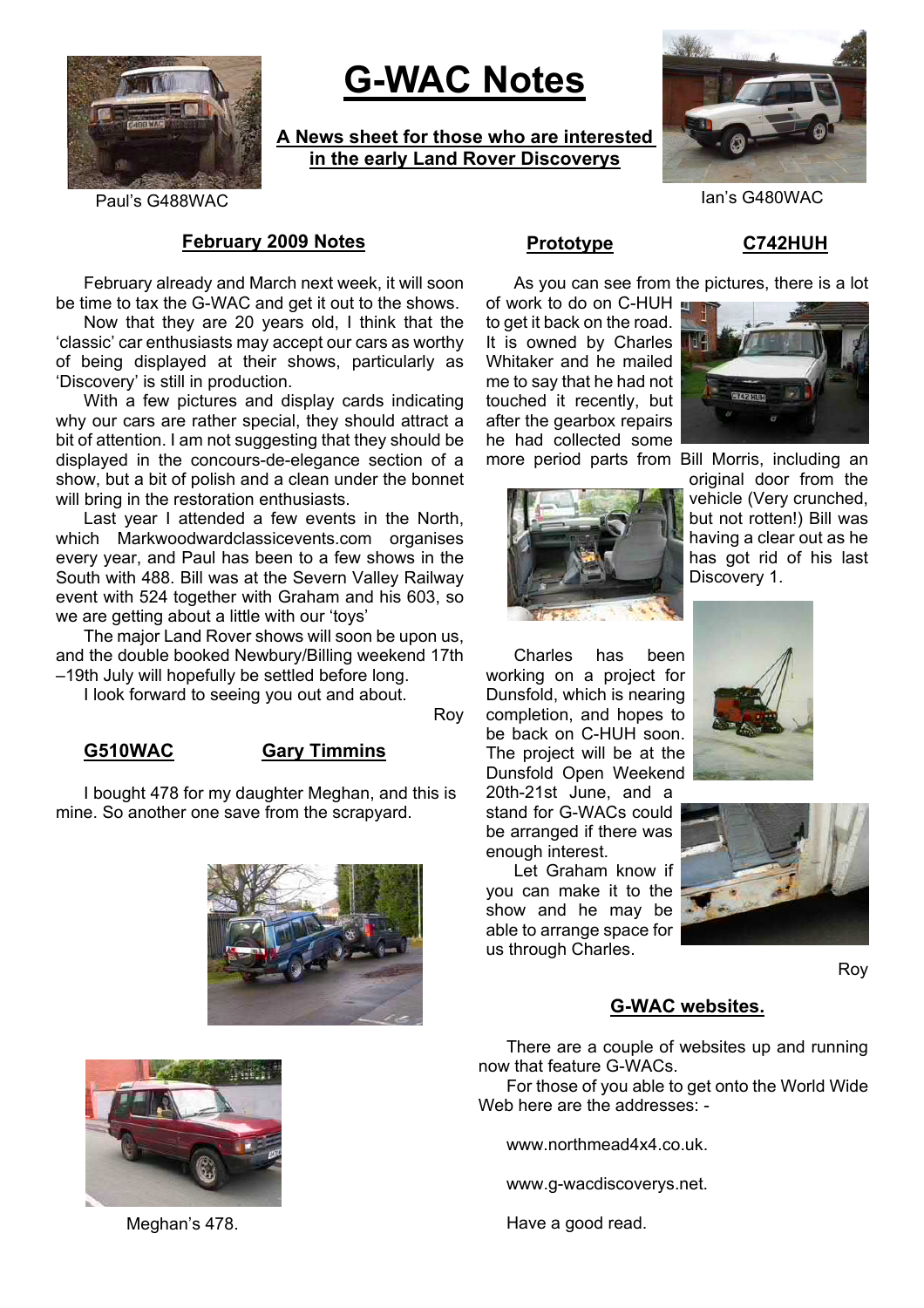# G-WAC Notes

**A News sheet for those who are interested in the early Land Rover Discoverys**

Paul's G488WAC

Ian's G480WAC

## February 2009 Notes

February already and March next week, it will soon be time to tax the G-WAC and get it out to the shows.

Now that they are 20 years old, I think that the 'classic' car enthusiasts may accept our cars as worthy of being displayed at their shows, particularly as 'Discovery' is still in production.

With a few pictures and display cards indicating why our cars are rather special, they should attract a bit of attention. I am not suggesting that they should be displayed in the concours-de-elegance section of a show, but a bit of polish and a clean under the bonnet will bring in the restoration enthusiasts.

Last year I attended a few events in the North, which Markwoodwardclassicevents.com organises every year, and Paul has been to a few shows in the South with 488. Bill was at the Severn Valley Railway event with 524 together with Graham and his 603, so we are getting about a little with our 'toys'

The major Land Rover shows will soon be upon us, and the double booked Newbury/Billing weekend 17th –19th July will hopefully be settled before long.

I look forward to seeing you out and about.

Roy

## G510WAC — Gary Timmins

I bought 478 for my daughter Meghan, and this is mine. So another one save from the scrapyard.

Meghan's 478.

## Prototype — C742HUH

As you can see from the pictures, there is a lot of work to do on C-HUH to get it back on the road. It is owned by Charles Whitaker and he mailed me to say that he had not touched it recently, but after the gearbox repairs he had collected some more period parts from Bill Morris, including an original door from the vehicle (Very crunched, but not rotten!) Bill was having a clear out as he has got rid of his last Discovery 1.

Charles has been working on a project for Dunsfold, which is nearing completion, and hopes to be back on C-HUH soon. The project will be at the Dunsfold Open Weekend 20th-21st June, and a stand for G-WACs could be arranged if there was enough interest.

Let Graham know if you can make it to the show and he may be able to arrange space for us through Charles.

Roy

## G-WAC websites.

There are a couple of websites up and running now that feature G-WACs.

For those of you able to get onto the World Wide Web here are the addresses: -

www.northmead4x4.co.uk.

www.g-wacdiscoverys.net.

Have a good read.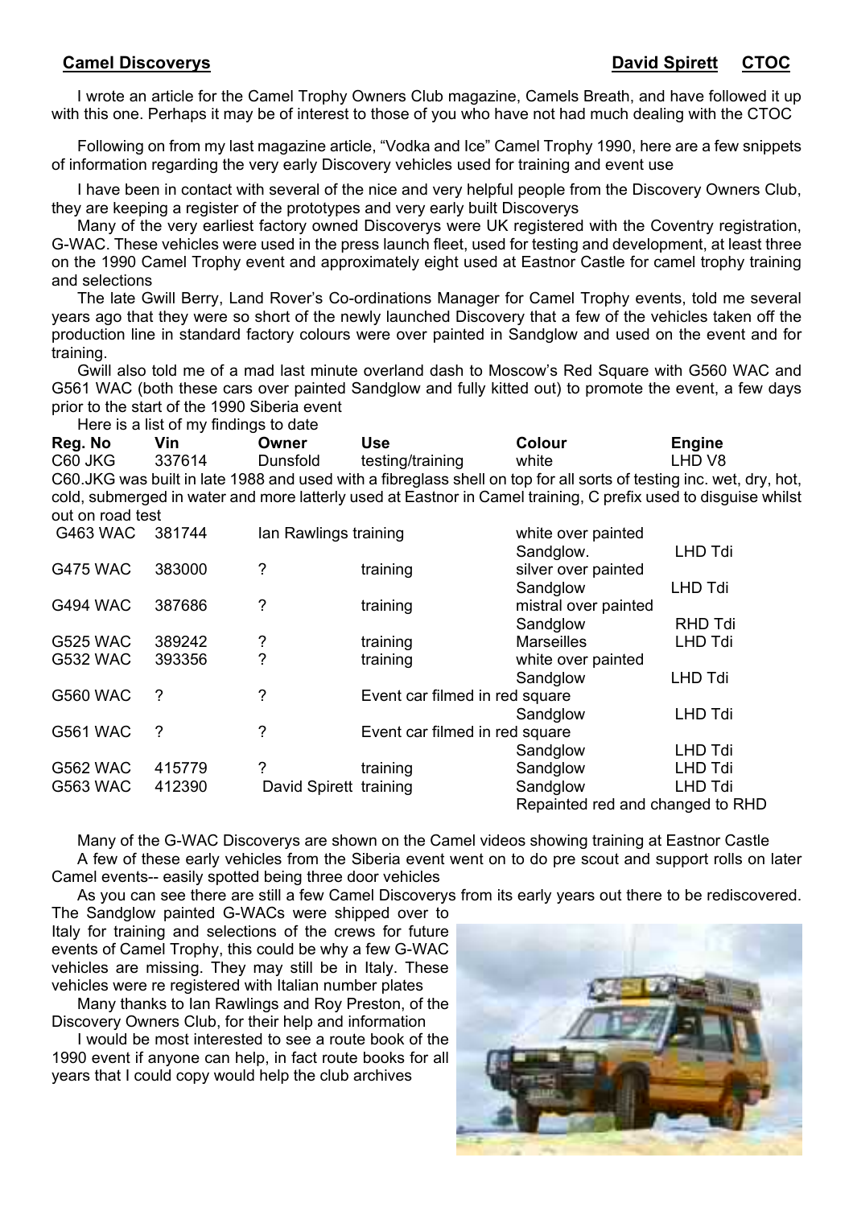**Camel Discoverys** **David Spirett CTOC**

I wrote an article for the Camel Trophy Owners Club magazine, Camels Breath, and have followed it up with this one. Perhaps it may be of interest to those of you who have not had much dealing with the CTOC

Following on from my last magazine article, "Vodka and Ice" Camel Trophy 1990, here are a few snippets of information regarding the very early Discovery vehicles used for training and event use

I have been in contact with several of the nice and very helpful people from the Discovery Owners Club, they are keeping a register of the prototypes and very early built Discoverys

Many of the very earliest factory owned Discoverys were UK registered with the Coventry registration, G-WAC. These vehicles were used in the press launch fleet, used for testing and development, at least three on the 1990 Camel Trophy event and approximately eight used at Eastnor Castle for camel trophy training and selections

The late Gwill Berry, Land Rover's Co-ordinations Manager for Camel Trophy events, told me several years ago that they were so short of the newly launched Discovery that a few of the vehicles taken off the production line in standard factory colours were over painted in Sandglow and used on the event and for training.

Gwill also told me of a mad last minute overland dash to Moscow's Red Square with G560 WAC and G561 WAC (both these cars over painted Sandglow and fully kitted out) to promote the event, a few days prior to the start of the 1990 Siberia event

Here is a list of my findings to date

| Reg. No | Vin | Owner | Use | Colour | Engine |
|---|---|---|---|---|---|
| C60 JKG | 337614 | Dunsfold | testing/training | white | LHD V8 |

C60.JKG was built in late 1988 and used with a fibreglass shell on top for all sorts of testing inc. wet, dry, hot, cold, submerged in water and more latterly used at Eastnor in Camel training, C prefix used to disguise whilst out on road test

| Reg. No | Vin | Owner | Use | Colour | Engine |
|---|---|---|---|---|---|
| G463 WAC | 381744 | Ian Rawlings | training | white over painted Sandglow. | LHD Tdi |
| G475 WAC | 383000 | ? | training | silver over painted Sandglow | LHD Tdi |
| G494 WAC | 387686 | ? | training | mistral over painted Sandglow | RHD Tdi |
| G525 WAC | 389242 | ? | training | Marseilles | LHD Tdi |
| G532 WAC | 393356 | ? | training | white over painted Sandglow | LHD Tdi |
| G560 WAC | ? | ? | Event car filmed in red square | Sandglow | LHD Tdi |
| G561 WAC | ? | ? | Event car filmed in red square | Sandglow | LHD Tdi |
| G562 WAC | 415779 | ? | training | Sandglow | LHD Tdi |
| G563 WAC | 412390 | David Spirett | training | Sandglow Repainted red and changed to RHD | LHD Tdi |

Many of the G-WAC Discoverys are shown on the Camel videos showing training at Eastnor Castle

A few of these early vehicles from the Siberia event went on to do pre scout and support rolls on later Camel events-- easily spotted being three door vehicles

As you can see there are still a few Camel Discoverys from its early years out there to be rediscovered. The Sandglow painted G-WACs were shipped over to Italy for training and selections of the crews for future events of Camel Trophy, this could be why a few G-WAC vehicles are missing. They may still be in Italy. These vehicles were re registered with Italian number plates

Many thanks to Ian Rawlings and Roy Preston, of the Discovery Owners Club, for their help and information

I would be most interested to see a route book of the 1990 event if anyone can help, in fact route books for all years that I could copy would help the club archives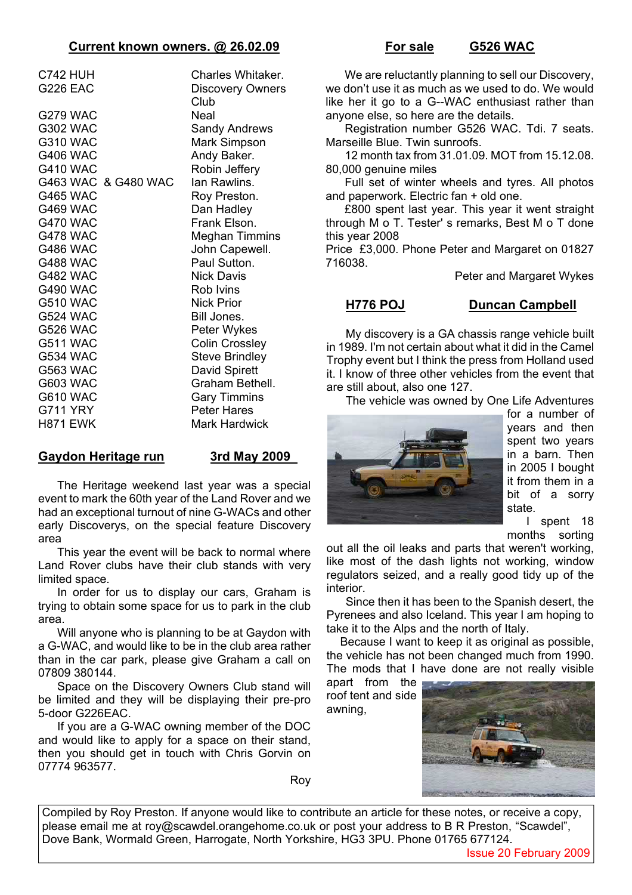## Current known owners. @ 26.02.09

| | |
|---|---|
| C742 HUH | Charles Whitaker. |
| G226 EAC | Discovery Owners Club |
| G279 WAC | Neal |
| G302 WAC | Sandy Andrews |
| G310 WAC | Mark Simpson |
| G406 WAC | Andy Baker. |
| G410 WAC | Robin Jeffery |
| G463 WAC & G480 WAC | Ian Rawlins. |
| G465 WAC | Roy Preston. |
| G469 WAC | Dan Hadley |
| G470 WAC | Frank Elson. |
| G478 WAC | Meghan Timmins |
| G486 WAC | John Capewell. |
| G488 WAC | Paul Sutton. |
| G482 WAC | Nick Davis |
| G490 WAC | Rob Ivins |
| G510 WAC | Nick Prior |
| G524 WAC | Bill Jones. |
| G526 WAC | Peter Wykes |
| G511 WAC | Colin Crossley |
| G534 WAC | Steve Brindley |
| G563 WAC | David Spirett |
| G603 WAC | Graham Bethell. |
| G610 WAC | Gary Timmins |
| G711 YRY | Peter Hares |
| H871 EWK | Mark Hardwick |

## Gaydon Heritage run 3rd May 2009

The Heritage weekend last year was a special event to mark the 60th year of the Land Rover and we had an exceptional turnout of nine G-WACs and other early Discoverys, on the special feature Discovery area

This year the event will be back to normal where Land Rover clubs have their club stands with very limited space.

In order for us to display our cars, Graham is trying to obtain some space for us to park in the club area.

Will anyone who is planning to be at Gaydon with a G-WAC, and would like to be in the club area rather than in the car park, please give Graham a call on 07809 380144.

Space on the Discovery Owners Club stand will be limited and they will be displaying their pre-pro 5-door G226EAC.

If you are a G-WAC owning member of the DOC and would like to apply for a space on their stand, then you should get in touch with Chris Gorvin on 07774 963577.

Roy

## For sale G526 WAC

We are reluctantly planning to sell our Discovery, we don't use it as much as we used to do. We would like her it go to a G--WAC enthusiast rather than anyone else, so here are the details.

Registration number G526 WAC. Tdi. 7 seats. Marseille Blue. Twin sunroofs.

12 month tax from 31.01.09. MOT from 15.12.08. 80,000 genuine miles

Full set of winter wheels and tyres. All photos and paperwork. Electric fan + old one.

£800 spent last year. This year it went straight through M o T. Tester' s remarks, Best M o T done this year 2008

Price £3,000. Phone Peter and Margaret on 01827 716038.

Peter and Margaret Wykes

## H776 POJ Duncan Campbell

My discovery is a GA chassis range vehicle built in 1989. I'm not certain about what it did in the Camel Trophy event but I think the press from Holland used it. I know of three other vehicles from the event that are still about, also one 127.

The vehicle was owned by One Life Adventures for a number of years and then spent two years in a barn. Then in 2005 I bought it from them in a bit of a sorry state.

I spent 18 months sorting out all the oil leaks and parts that weren't working, like most of the dash lights not working, window regulators seized, and a really good tidy up of the interior.

Since then it has been to the Spanish desert, the Pyrenees and also Iceland. This year I am hoping to take it to the Alps and the north of Italy.

Because I want to keep it as original as possible, the vehicle has not been changed much from 1990. The mods that I have done are not really visible apart from the roof tent and side awning,

Compiled by Roy Preston. If anyone would like to contribute an article for these notes, or receive a copy, please email me at roy@scawdel.orangehome.co.uk or post your address to B R Preston, "Scawdel", Dove Bank, Wormald Green, Harrogate, North Yorkshire, HG3 3PU. Phone 01765 677124.

Issue 20 February 2009